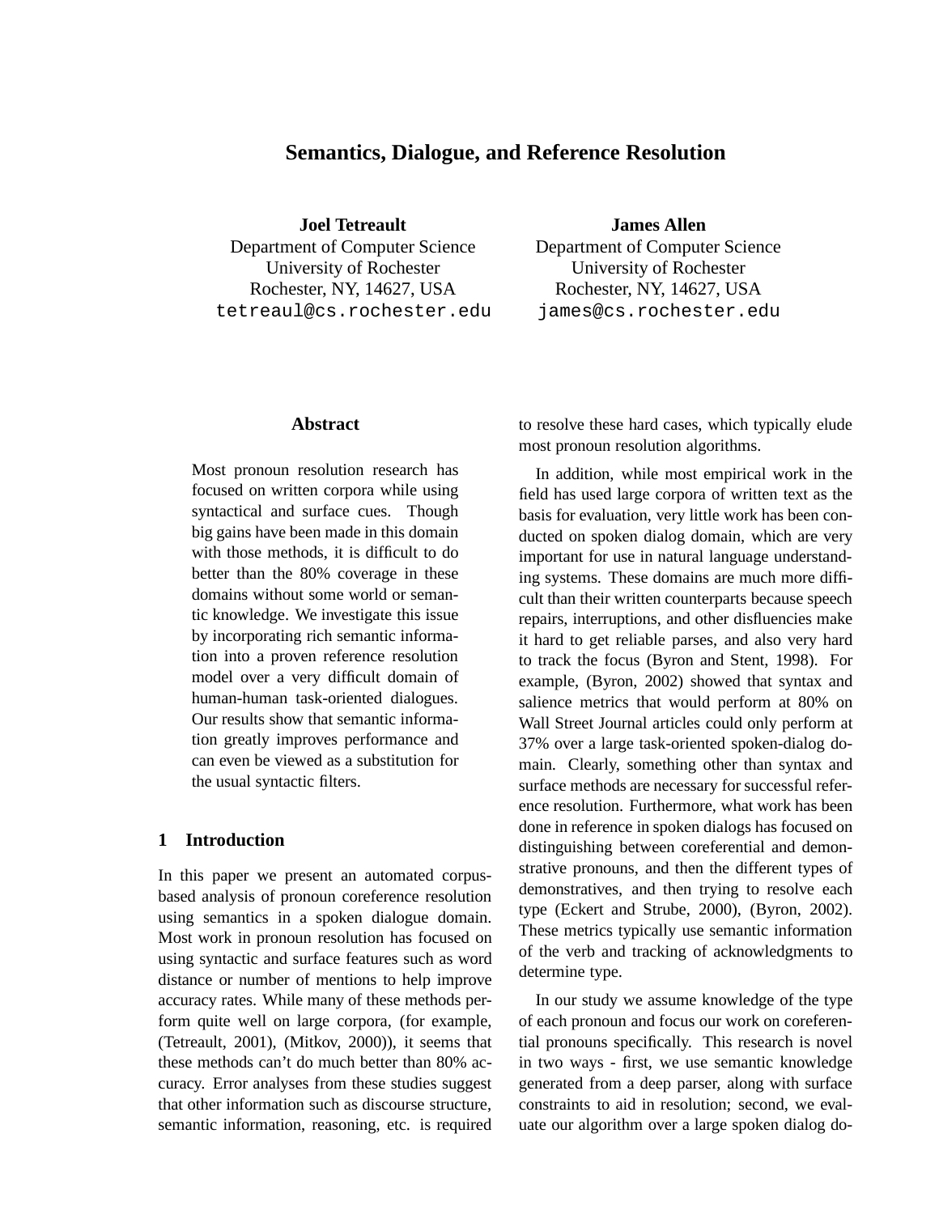# Semantics, Dialogue, and Reference Resolution

**Joel Tetreault**
Department of Computer Science
University of Rochester
Rochester, NY, 14627, USA
tetreaul@cs.rochester.edu

**James Allen**
Department of Computer Science
University of Rochester
Rochester, NY, 14627, USA
james@cs.rochester.edu

## Abstract

Most pronoun resolution research has focused on written corpora while using syntactical and surface cues. Though big gains have been made in this domain with those methods, it is difficult to do better than the 80% coverage in these domains without some world or semantic knowledge. We investigate this issue by incorporating rich semantic information into a proven reference resolution model over a very difficult domain of human-human task-oriented dialogues. Our results show that semantic information greatly improves performance and can even be viewed as a substitution for the usual syntactic filters.

## 1 Introduction

In this paper we present an automated corpus-based analysis of pronoun coreference resolution using semantics in a spoken dialogue domain. Most work in pronoun resolution has focused on using syntactic and surface features such as word distance or number of mentions to help improve accuracy rates. While many of these methods perform quite well on large corpora, (for example, (Tetreault, 2001), (Mitkov, 2000)), it seems that these methods can't do much better than 80% accuracy. Error analyses from these studies suggest that other information such as discourse structure, semantic information, reasoning, etc. is required to resolve these hard cases, which typically elude most pronoun resolution algorithms.

In addition, while most empirical work in the field has used large corpora of written text as the basis for evaluation, very little work has been conducted on spoken dialog domain, which are very important for use in natural language understanding systems. These domains are much more difficult than their written counterparts because speech repairs, interruptions, and other disfluencies make it hard to get reliable parses, and also very hard to track the focus (Byron and Stent, 1998). For example, (Byron, 2002) showed that syntax and salience metrics that would perform at 80% on Wall Street Journal articles could only perform at 37% over a large task-oriented spoken-dialog domain. Clearly, something other than syntax and surface methods are necessary for successful reference resolution. Furthermore, what work has been done in reference in spoken dialogs has focused on distinguishing between coreferential and demonstrative pronouns, and then the different types of demonstratives, and then trying to resolve each type (Eckert and Strube, 2000), (Byron, 2002). These metrics typically use semantic information of the verb and tracking of acknowledgments to determine type.

In our study we assume knowledge of the type of each pronoun and focus our work on coreferential pronouns specifically. This research is novel in two ways - first, we use semantic knowledge generated from a deep parser, along with surface constraints to aid in resolution; second, we evaluate our algorithm over a large spoken dialog do-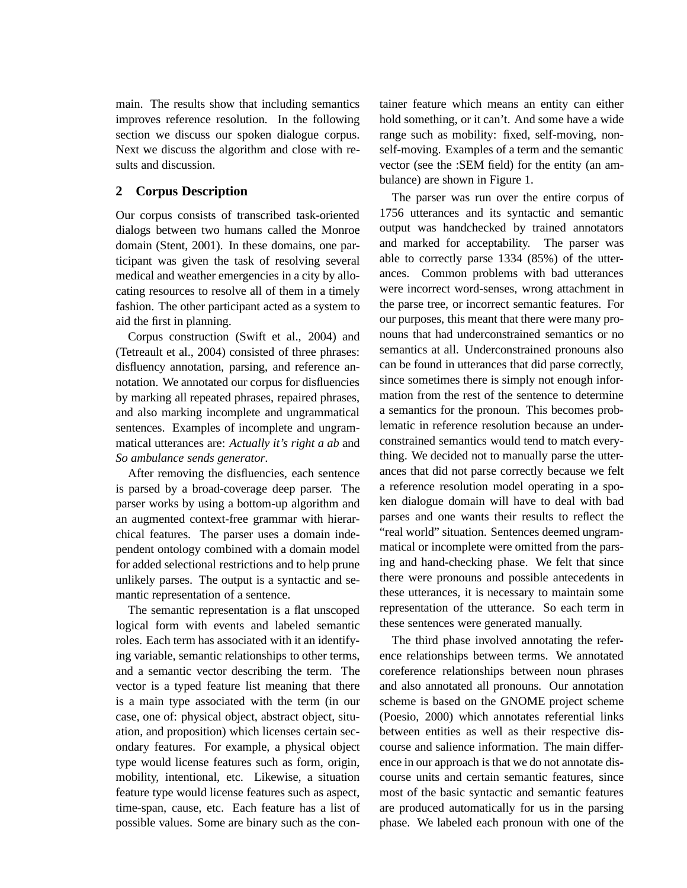main. The results show that including semantics improves reference resolution. In the following section we discuss our spoken dialogue corpus. Next we discuss the algorithm and close with results and discussion.

## 2 Corpus Description

Our corpus consists of transcribed task-oriented dialogs between two humans called the Monroe domain (Stent, 2001). In these domains, one participant was given the task of resolving several medical and weather emergencies in a city by allocating resources to resolve all of them in a timely fashion. The other participant acted as a system to aid the first in planning.

Corpus construction (Swift et al., 2004) and (Tetreault et al., 2004) consisted of three phrases: disfluency annotation, parsing, and reference annotation. We annotated our corpus for disfluencies by marking all repeated phrases, repaired phrases, and also marking incomplete and ungrammatical sentences. Examples of incomplete and ungrammatical utterances are: *Actually it's right a ab* and *So ambulance sends generator*.

After removing the disfluencies, each sentence is parsed by a broad-coverage deep parser. The parser works by using a bottom-up algorithm and an augmented context-free grammar with hierarchical features. The parser uses a domain independent ontology combined with a domain model for added selectional restrictions and to help prune unlikely parses. The output is a syntactic and semantic representation of a sentence.

The semantic representation is a flat unscoped logical form with events and labeled semantic roles. Each term has associated with it an identifying variable, semantic relationships to other terms, and a semantic vector describing the term. The vector is a typed feature list meaning that there is a main type associated with the term (in our case, one of: physical object, abstract object, situation, and proposition) which licenses certain secondary features. For example, a physical object type would license features such as form, origin, mobility, intentional, etc. Likewise, a situation feature type would license features such as aspect, time-span, cause, etc. Each feature has a list of possible values. Some are binary such as the container feature which means an entity can either hold something, or it can't. And some have a wide range such as mobility: fixed, self-moving, non-self-moving. Examples of a term and the semantic vector (see the :SEM field) for the entity (an ambulance) are shown in Figure 1.

The parser was run over the entire corpus of 1756 utterances and its syntactic and semantic output was handchecked by trained annotators and marked for acceptability. The parser was able to correctly parse 1334 (85%) of the utterances. Common problems with bad utterances were incorrect word-senses, wrong attachment in the parse tree, or incorrect semantic features. For our purposes, this meant that there were many pronouns that had underconstrained semantics or no semantics at all. Underconstrained pronouns also can be found in utterances that did parse correctly, since sometimes there is simply not enough information from the rest of the sentence to determine a semantics for the pronoun. This becomes problematic in reference resolution because an underconstrained semantics would tend to match everything. We decided not to manually parse the utterances that did not parse correctly because we felt a reference resolution model operating in a spoken dialogue domain will have to deal with bad parses and one wants their results to reflect the "real world" situation. Sentences deemed ungrammatical or incomplete were omitted from the parsing and hand-checking phase. We felt that since there were pronouns and possible antecedents in these utterances, it is necessary to maintain some representation of the utterance. So each term in these sentences were generated manually.

The third phase involved annotating the reference relationships between terms. We annotated coreference relationships between noun phrases and also annotated all pronouns. Our annotation scheme is based on the GNOME project scheme (Poesio, 2000) which annotates referential links between entities as well as their respective discourse and salience information. The main difference in our approach is that we do not annotate discourse units and certain semantic features, since most of the basic syntactic and semantic features are produced automatically for us in the parsing phase. We labeled each pronoun with one of the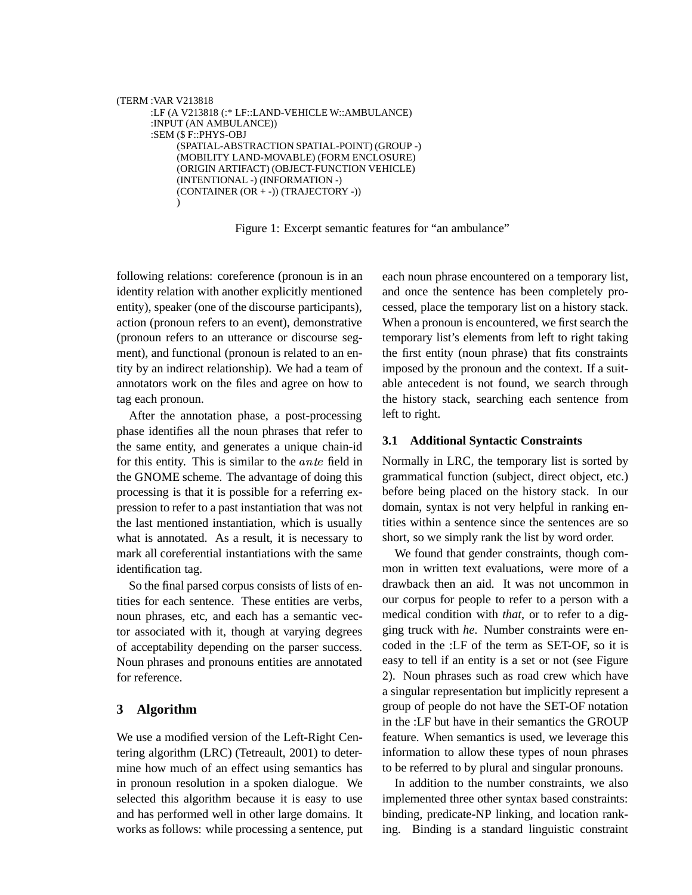```
(TERM :VAR V213818
      :LF (A V213818 (:* LF::LAND-VEHICLE W::AMBULANCE)
      :INPUT (AN AMBULANCE))
      :SEM ($ F::PHYS-OBJ
            (SPATIAL-ABSTRACTION SPATIAL-POINT) (GROUP -)
            (MOBILITY LAND-MOVABLE) (FORM ENCLOSURE)
            (ORIGIN ARTIFACT) (OBJECT-FUNCTION VEHICLE)
            (INTENTIONAL -) (INFORMATION -)
            (CONTAINER (OR + -)) (TRAJECTORY -))
            )
```

Figure 1: Excerpt semantic features for "an ambulance"

following relations: coreference (pronoun is in an identity relation with another explicitly mentioned entity), speaker (one of the discourse participants), action (pronoun refers to an event), demonstrative (pronoun refers to an utterance or discourse segment), and functional (pronoun is related to an entity by an indirect relationship). We had a team of annotators work on the files and agree on how to tag each pronoun.

After the annotation phase, a post-processing phase identifies all the noun phrases that refer to the same entity, and generates a unique chain-id for this entity. This is similar to the $ante$ field in the GNOME scheme. The advantage of doing this processing is that it is possible for a referring expression to refer to a past instantiation that was not the last mentioned instantiation, which is usually what is annotated. As a result, it is necessary to mark all coreferential instantiations with the same identification tag.

So the final parsed corpus consists of lists of entities for each sentence. These entities are verbs, noun phrases, etc, and each has a semantic vector associated with it, though at varying degrees of acceptability depending on the parser success. Noun phrases and pronouns entities are annotated for reference.

## 3 Algorithm

We use a modified version of the Left-Right Centering algorithm (LRC) (Tetreault, 2001) to determine how much of an effect using semantics has in pronoun resolution in a spoken dialogue. We selected this algorithm because it is easy to use and has performed well in other large domains. It works as follows: while processing a sentence, put each noun phrase encountered on a temporary list, and once the sentence has been completely processed, place the temporary list on a history stack. When a pronoun is encountered, we first search the temporary list's elements from left to right taking the first entity (noun phrase) that fits constraints imposed by the pronoun and the context. If a suitable antecedent is not found, we search through the history stack, searching each sentence from left to right.

### 3.1 Additional Syntactic Constraints

Normally in LRC, the temporary list is sorted by grammatical function (subject, direct object, etc.) before being placed on the history stack. In our domain, syntax is not very helpful in ranking entities within a sentence since the sentences are so short, so we simply rank the list by word order.

We found that gender constraints, though common in written text evaluations, were more of a drawback then an aid. It was not uncommon in our corpus for people to refer to a person with a medical condition with *that*, or to refer to a digging truck with *he*. Number constraints were encoded in the :LF of the term as SET-OF, so it is easy to tell if an entity is a set or not (see Figure 2). Noun phrases such as road crew which have a singular representation but implicitly represent a group of people do not have the SET-OF notation in the :LF but have in their semantics the GROUP feature. When semantics is used, we leverage this information to allow these types of noun phrases to be referred to by plural and singular pronouns.

In addition to the number constraints, we also implemented three other syntax based constraints: binding, predicate-NP linking, and location ranking. Binding is a standard linguistic constraint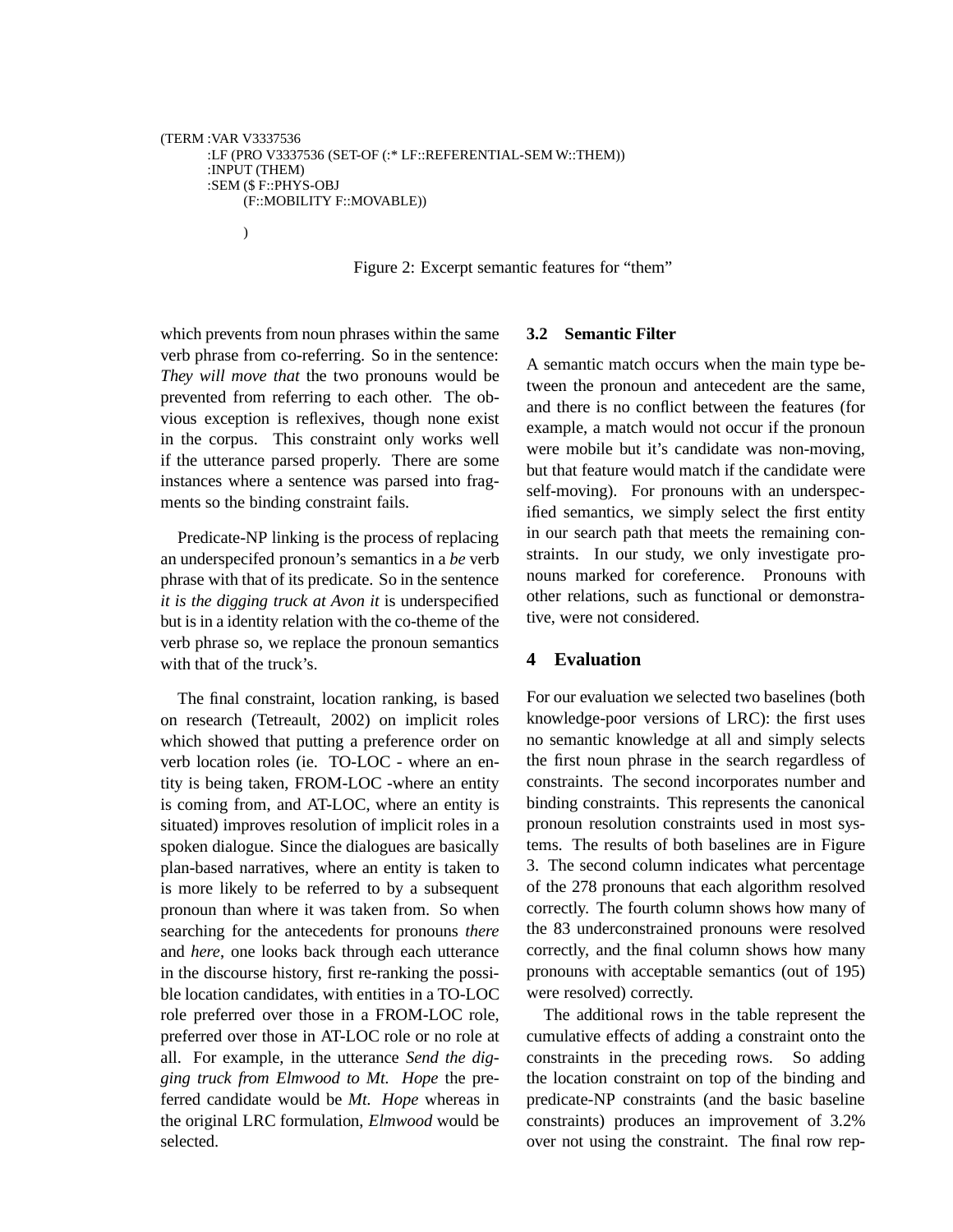```
(TERM :VAR V3337536
      :LF (PRO V3337536 (SET-OF (:* LF::REFERENTIAL-SEM W::THEM))
      :INPUT (THEM)
      :SEM ($ F::PHYS-OBJ
            (F::MOBILITY F::MOVABLE))

            )
```

Figure 2: Excerpt semantic features for "them"

which prevents from noun phrases within the same verb phrase from co-referring. So in the sentence: *They will move that* the two pronouns would be prevented from referring to each other. The obvious exception is reflexives, though none exist in the corpus. This constraint only works well if the utterance parsed properly. There are some instances where a sentence was parsed into fragments so the binding constraint fails.

Predicate-NP linking is the process of replacing an underspecifed pronoun's semantics in a *be* verb phrase with that of its predicate. So in the sentence *it is the digging truck at Avon it* is underspecified but is in a identity relation with the co-theme of the verb phrase so, we replace the pronoun semantics with that of the truck's.

The final constraint, location ranking, is based on research (Tetreault, 2002) on implicit roles which showed that putting a preference order on verb location roles (ie. TO-LOC - where an entity is being taken, FROM-LOC -where an entity is coming from, and AT-LOC, where an entity is situated) improves resolution of implicit roles in a spoken dialogue. Since the dialogues are basically plan-based narratives, where an entity is taken to is more likely to be referred to by a subsequent pronoun than where it was taken from. So when searching for the antecedents for pronouns *there* and *here*, one looks back through each utterance in the discourse history, first re-ranking the possible location candidates, with entities in a TO-LOC role preferred over those in a FROM-LOC role, preferred over those in AT-LOC role or no role at all. For example, in the utterance *Send the digging truck from Elmwood to Mt. Hope* the preferred candidate would be *Mt. Hope* whereas in the original LRC formulation, *Elmwood* would be selected.

### 3.2 Semantic Filter

A semantic match occurs when the main type between the pronoun and antecedent are the same, and there is no conflict between the features (for example, a match would not occur if the pronoun were mobile but it's candidate was non-moving, but that feature would match if the candidate were self-moving). For pronouns with an underspecified semantics, we simply select the first entity in our search path that meets the remaining constraints. In our study, we only investigate pronouns marked for coreference. Pronouns with other relations, such as functional or demonstrative, were not considered.

## 4 Evaluation

For our evaluation we selected two baselines (both knowledge-poor versions of LRC): the first uses no semantic knowledge at all and simply selects the first noun phrase in the search regardless of constraints. The second incorporates number and binding constraints. This represents the canonical pronoun resolution constraints used in most systems. The results of both baselines are in Figure 3. The second column indicates what percentage of the 278 pronouns that each algorithm resolved correctly. The fourth column shows how many of the 83 underconstrained pronouns were resolved correctly, and the final column shows how many pronouns with acceptable semantics (out of 195) were resolved) correctly.

The additional rows in the table represent the cumulative effects of adding a constraint onto the constraints in the preceding rows. So adding the location constraint on top of the binding and predicate-NP constraints (and the basic baseline constraints) produces an improvement of 3.2% over not using the constraint. The final row rep-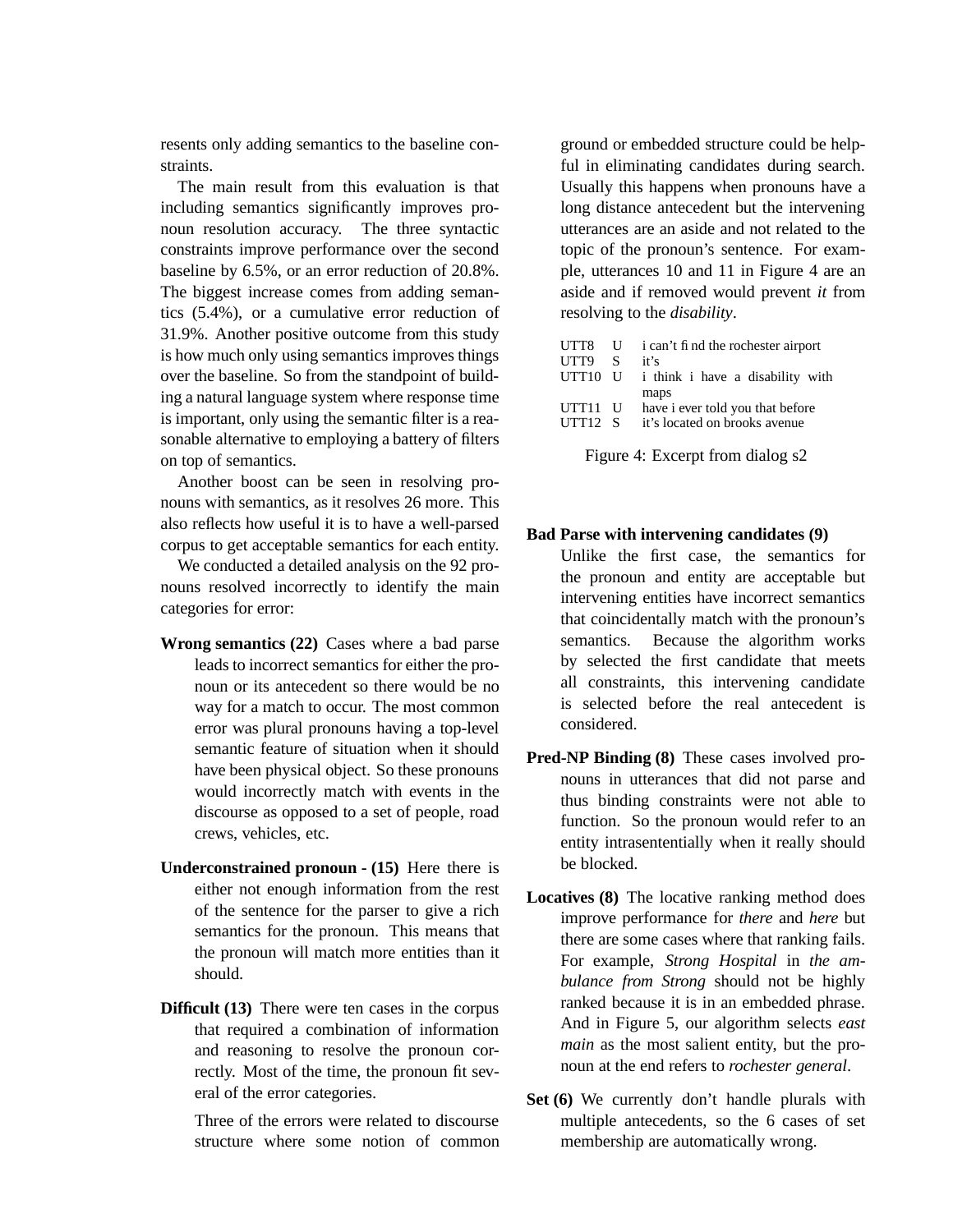resents only adding semantics to the baseline constraints.

The main result from this evaluation is that including semantics significantly improves pronoun resolution accuracy. The three syntactic constraints improve performance over the second baseline by 6.5%, or an error reduction of 20.8%. The biggest increase comes from adding semantics (5.4%), or a cumulative error reduction of 31.9%. Another positive outcome from this study is how much only using semantics improves things over the baseline. So from the standpoint of building a natural language system where response time is important, only using the semantic filter is a reasonable alternative to employing a battery of filters on top of semantics.

Another boost can be seen in resolving pronouns with semantics, as it resolves 26 more. This also reflects how useful it is to have a well-parsed corpus to get acceptable semantics for each entity.

We conducted a detailed analysis on the 92 pronouns resolved incorrectly to identify the main categories for error:

**Wrong semantics (22)** Cases where a bad parse leads to incorrect semantics for either the pronoun or its antecedent so there would be no way for a match to occur. The most common error was plural pronouns having a top-level semantic feature of situation when it should have been physical object. So these pronouns would incorrectly match with events in the discourse as opposed to a set of people, road crews, vehicles, etc.

**Underconstrained pronoun - (15)** Here there is either not enough information from the rest of the sentence for the parser to give a rich semantics for the pronoun. This means that the pronoun will match more entities than it should.

**Difficult (13)** There were ten cases in the corpus that required a combination of information and reasoning to resolve the pronoun correctly. Most of the time, the pronoun fit several of the error categories.

Three of the errors were related to discourse structure where some notion of common ground or embedded structure could be helpful in eliminating candidates during search. Usually this happens when pronouns have a long distance antecedent but the intervening utterances are an aside and not related to the topic of the pronoun's sentence. For example, utterances 10 and 11 in Figure 4 are an aside and if removed would prevent *it* from resolving to the *disability*.

| | | |
|---|---|---|
| UTT8 | U | i can't find the rochester airport |
| UTT9 | S | it's |
| UTT10 | U | i think i have a disability with maps |
| UTT11 | U | have i ever told you that before |
| UTT12 | S | it's located on brooks avenue |

Figure 4: Excerpt from dialog s2

**Bad Parse with intervening candidates (9)** Unlike the first case, the semantics for the pronoun and entity are acceptable but intervening entities have incorrect semantics that coincidentally match with the pronoun's semantics. Because the algorithm works by selected the first candidate that meets all constraints, this intervening candidate is selected before the real antecedent is considered.

**Pred-NP Binding (8)** These cases involved pronouns in utterances that did not parse and thus binding constraints were not able to function. So the pronoun would refer to an entity intrasententially when it really should be blocked.

**Locatives (8)** The locative ranking method does improve performance for *there* and *here* but there are some cases where that ranking fails. For example, *Strong Hospital* in *the ambulance from Strong* should not be highly ranked because it is in an embedded phrase. And in Figure 5, our algorithm selects *east main* as the most salient entity, but the pronoun at the end refers to *rochester general*.

**Set (6)** We currently don't handle plurals with multiple antecedents, so the 6 cases of set membership are automatically wrong.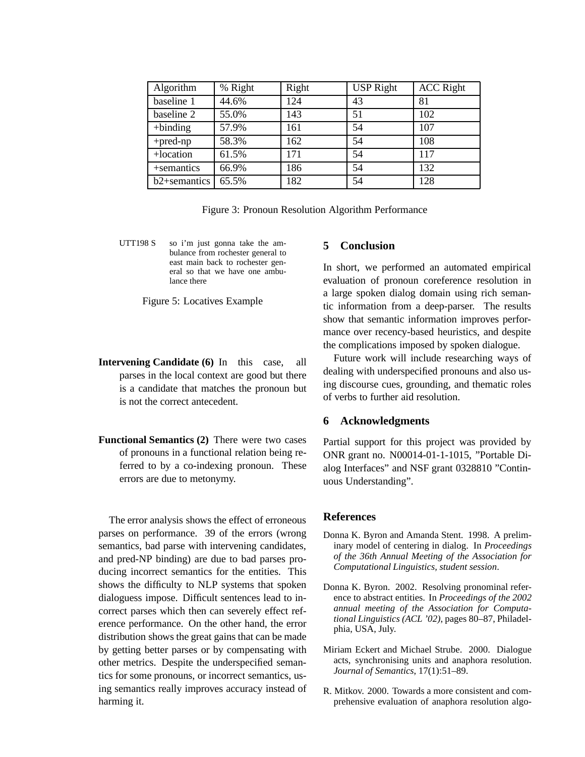| Algorithm | % Right | Right | USP Right | ACC Right |
|---|---|---|---|---|
| baseline 1 | 44.6% | 124 | 43 | 81 |
| baseline 2 | 55.0% | 143 | 51 | 102 |
| +binding | 57.9% | 161 | 54 | 107 |
| +pred-np | 58.3% | 162 | 54 | 108 |
| +location | 61.5% | 171 | 54 | 117 |
| +semantics | 66.9% | 186 | 54 | 132 |
| b2+semantics | 65.5% | 182 | 54 | 128 |

Figure 3: Pronoun Resolution Algorithm Performance

| | |
|---|---|
| UTT198 S | so i'm just gonna take the ambulance from rochester general to east main back to rochester general so that we have one ambulance there |

Figure 5: Locatives Example

**Intervening Candidate (6)** In this case, all parses in the local context are good but there is a candidate that matches the pronoun but is not the correct antecedent.

**Functional Semantics (2)** There were two cases of pronouns in a functional relation being referred to by a co-indexing pronoun. These errors are due to metonymy.

The error analysis shows the effect of erroneous parses on performance. 39 of the errors (wrong semantics, bad parse with intervening candidates, and pred-NP binding) are due to bad parses producing incorrect semantics for the entities. This shows the difficulty to NLP systems that spoken dialoguess impose. Difficult sentences lead to incorrect parses which then can severely effect reference performance. On the other hand, the error distribution shows the great gains that can be made by getting better parses or by compensating with other metrics. Despite the underspecified semantics for some pronouns, or incorrect semantics, using semantics really improves accuracy instead of harming it.

## 5 Conclusion

In short, we performed an automated empirical evaluation of pronoun coreference resolution in a large spoken dialog domain using rich semantic information from a deep-parser. The results show that semantic information improves performance over recency-based heuristics, and despite the complications imposed by spoken dialogue.

Future work will include researching ways of dealing with underspecified pronouns and also using discourse cues, grounding, and thematic roles of verbs to further aid resolution.

## 6 Acknowledgments

Partial support for this project was provided by ONR grant no. N00014-01-1-1015, "Portable Dialog Interfaces" and NSF grant 0328810 "Continuous Understanding".

## References

Donna K. Byron and Amanda Stent. 1998. A preliminary model of centering in dialog. In *Proceedings of the 36th Annual Meeting of the Association for Computational Linguistics, student session*.

Donna K. Byron. 2002. Resolving pronominal reference to abstract entities. In *Proceedings of the 2002 annual meeting of the Association for Computational Linguistics (ACL '02)*, pages 80–87, Philadelphia, USA, July.

Miriam Eckert and Michael Strube. 2000. Dialogue acts, synchronising units and anaphora resolution. *Journal of Semantics*, 17(1):51–89.

R. Mitkov. 2000. Towards a more consistent and comprehensive evaluation of anaphora resolution algo-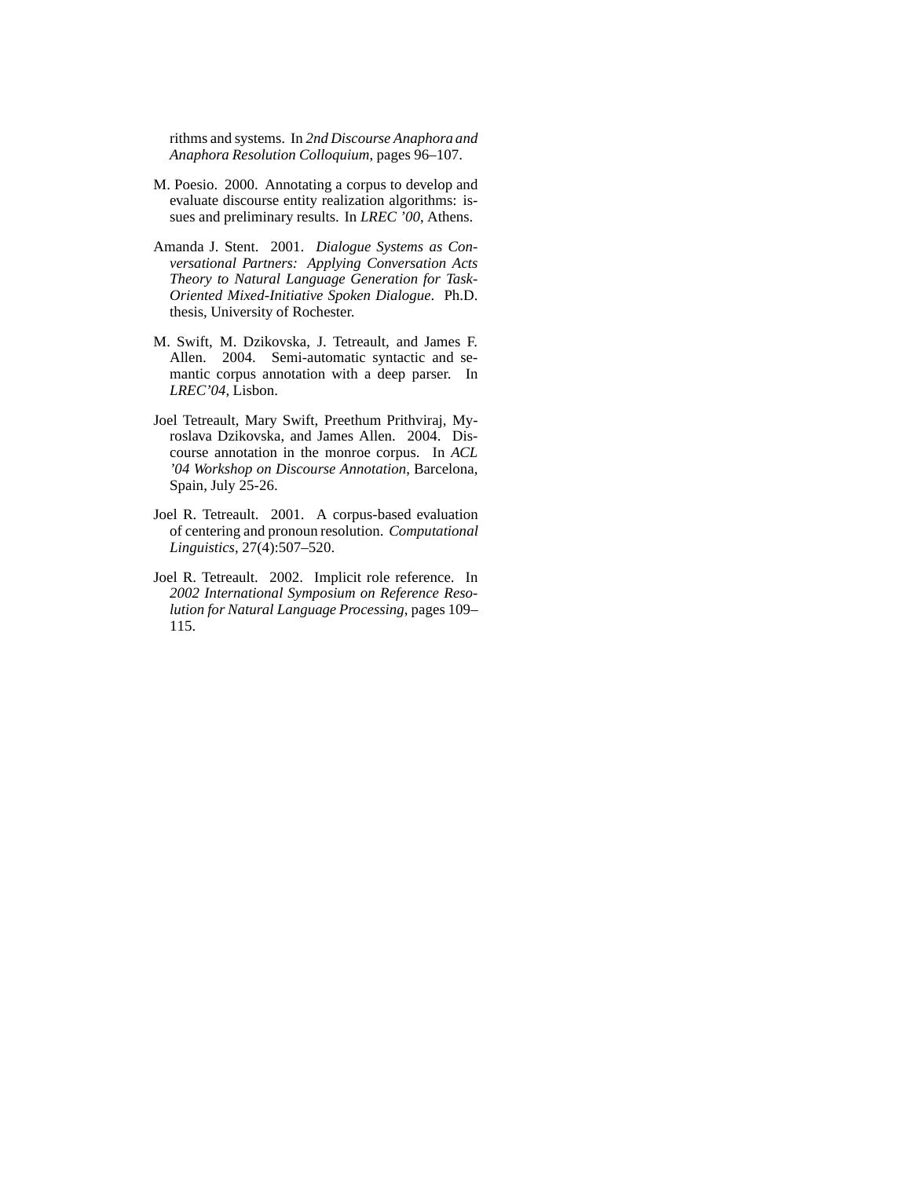rithms and systems. In *2nd Discourse Anaphora and Anaphora Resolution Colloquium*, pages 96–107.

M. Poesio. 2000. Annotating a corpus to develop and evaluate discourse entity realization algorithms: issues and preliminary results. In *LREC '00*, Athens.

Amanda J. Stent. 2001. *Dialogue Systems as Conversational Partners: Applying Conversation Acts Theory to Natural Language Generation for Task-Oriented Mixed-Initiative Spoken Dialogue*. Ph.D. thesis, University of Rochester.

M. Swift, M. Dzikovska, J. Tetreault, and James F. Allen. 2004. Semi-automatic syntactic and semantic corpus annotation with a deep parser. In *LREC'04*, Lisbon.

Joel Tetreault, Mary Swift, Preethum Prithviraj, Myroslava Dzikovska, and James Allen. 2004. Discourse annotation in the monroe corpus. In *ACL '04 Workshop on Discourse Annotation*, Barcelona, Spain, July 25-26.

Joel R. Tetreault. 2001. A corpus-based evaluation of centering and pronoun resolution. *Computational Linguistics*, 27(4):507–520.

Joel R. Tetreault. 2002. Implicit role reference. In *2002 International Symposium on Reference Resolution for Natural Language Processing*, pages 109–115.